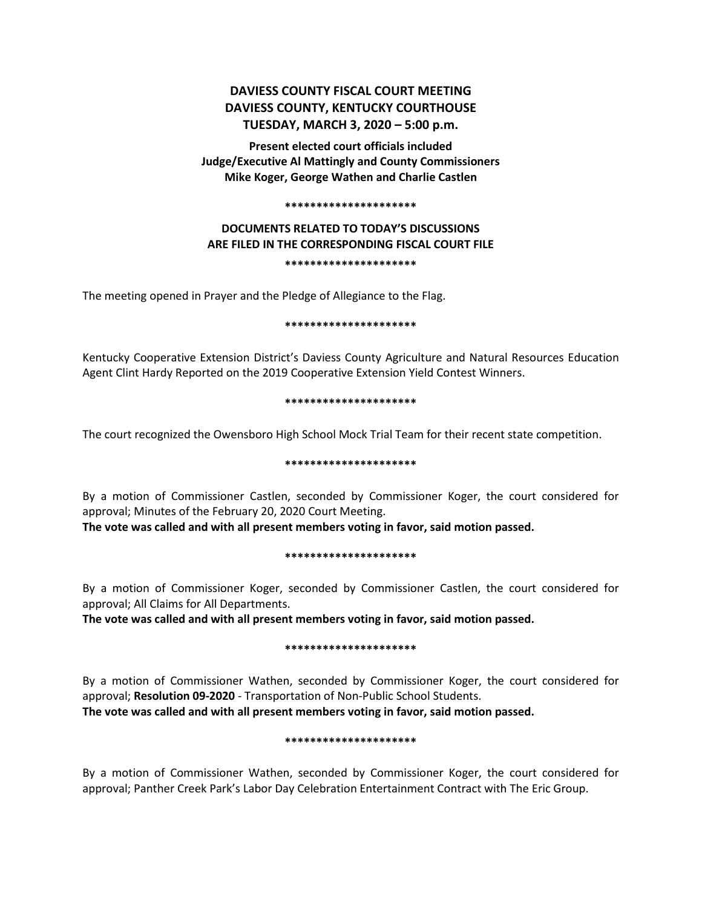# DAVIESS COUNTY FISCAL COURT MEETING
# DAVIESS COUNTY, KENTUCKY COURTHOUSE
# TUESDAY, MARCH 3, 2020 – 5:00 p.m.

**Present elected court officials included Judge/Executive Al Mattingly and County Commissioners Mike Koger, George Wathen and Charlie Castlen**

**********************

**DOCUMENTS RELATED TO TODAY'S DISCUSSIONS ARE FILED IN THE CORRESPONDING FISCAL COURT FILE**

**********************

The meeting opened in Prayer and the Pledge of Allegiance to the Flag.

**********************

Kentucky Cooperative Extension District's Daviess County Agriculture and Natural Resources Education Agent Clint Hardy Reported on the 2019 Cooperative Extension Yield Contest Winners.

**********************

The court recognized the Owensboro High School Mock Trial Team for their recent state competition.

**********************

By a motion of Commissioner Castlen, seconded by Commissioner Koger, the court considered for approval; Minutes of the February 20, 2020 Court Meeting.

**The vote was called and with all present members voting in favor, said motion passed.**

**********************

By a motion of Commissioner Koger, seconded by Commissioner Castlen, the court considered for approval; All Claims for All Departments.

**The vote was called and with all present members voting in favor, said motion passed.**

**********************

By a motion of Commissioner Wathen, seconded by Commissioner Koger, the court considered for approval; **Resolution 09-2020** - Transportation of Non-Public School Students.

**The vote was called and with all present members voting in favor, said motion passed.**

**********************

By a motion of Commissioner Wathen, seconded by Commissioner Koger, the court considered for approval; Panther Creek Park's Labor Day Celebration Entertainment Contract with The Eric Group.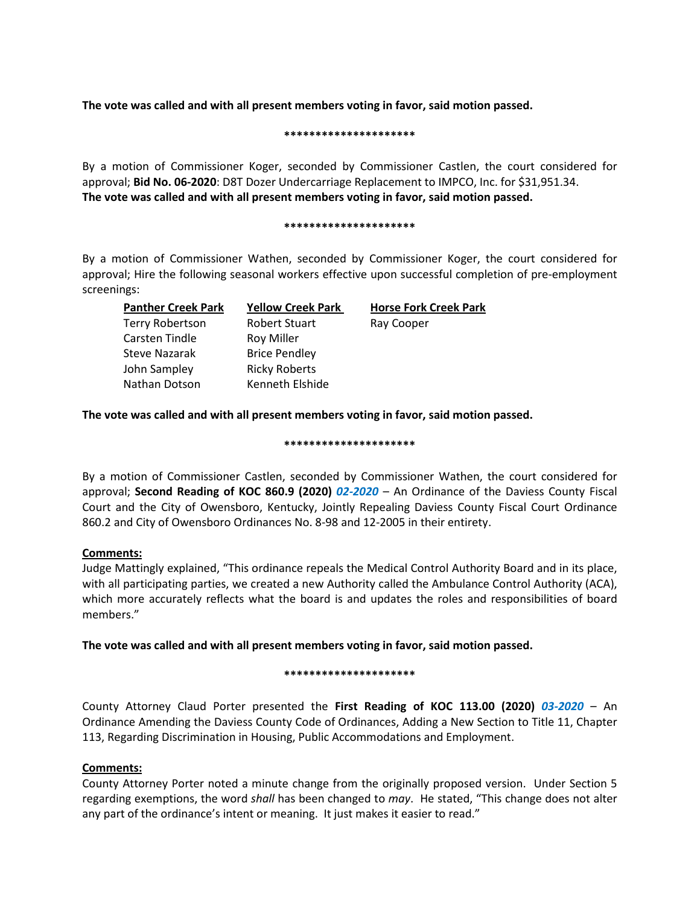**The vote was called and with all present members voting in favor, said motion passed.**

*********************

By a motion of Commissioner Koger, seconded by Commissioner Castlen, the court considered for approval; **Bid No. 06-2020**: D8T Dozer Undercarriage Replacement to IMPCO, Inc. for $31,951.34.
**The vote was called and with all present members voting in favor, said motion passed.**

*********************

By a motion of Commissioner Wathen, seconded by Commissioner Koger, the court considered for approval; Hire the following seasonal workers effective upon successful completion of pre-employment screenings:

| Panther Creek Park | Yellow Creek Park | Horse Fork Creek Park |
|---|---|---|
| Terry Robertson | Robert Stuart | Ray Cooper |
| Carsten Tindle | Roy Miller | |
| Steve Nazarak | Brice Pendley | |
| John Sampley | Ricky Roberts | |
| Nathan Dotson | Kenneth Elshide | |

**The vote was called and with all present members voting in favor, said motion passed.**

*********************

By a motion of Commissioner Castlen, seconded by Commissioner Wathen, the court considered for approval; **Second Reading of KOC 860.9 (2020)** ***02-2020*** – An Ordinance of the Daviess County Fiscal Court and the City of Owensboro, Kentucky, Jointly Repealing Daviess County Fiscal Court Ordinance 860.2 and City of Owensboro Ordinances No. 8-98 and 12-2005 in their entirety.

**Comments:**
Judge Mattingly explained, "This ordinance repeals the Medical Control Authority Board and in its place, with all participating parties, we created a new Authority called the Ambulance Control Authority (ACA), which more accurately reflects what the board is and updates the roles and responsibilities of board members."

**The vote was called and with all present members voting in favor, said motion passed.**

*********************

County Attorney Claud Porter presented the **First Reading of KOC 113.00 (2020)** ***03-2020*** – An Ordinance Amending the Daviess County Code of Ordinances, Adding a New Section to Title 11, Chapter 113, Regarding Discrimination in Housing, Public Accommodations and Employment.

**Comments:**
County Attorney Porter noted a minute change from the originally proposed version. Under Section 5 regarding exemptions, the word *shall* has been changed to *may*. He stated, "This change does not alter any part of the ordinance's intent or meaning. It just makes it easier to read."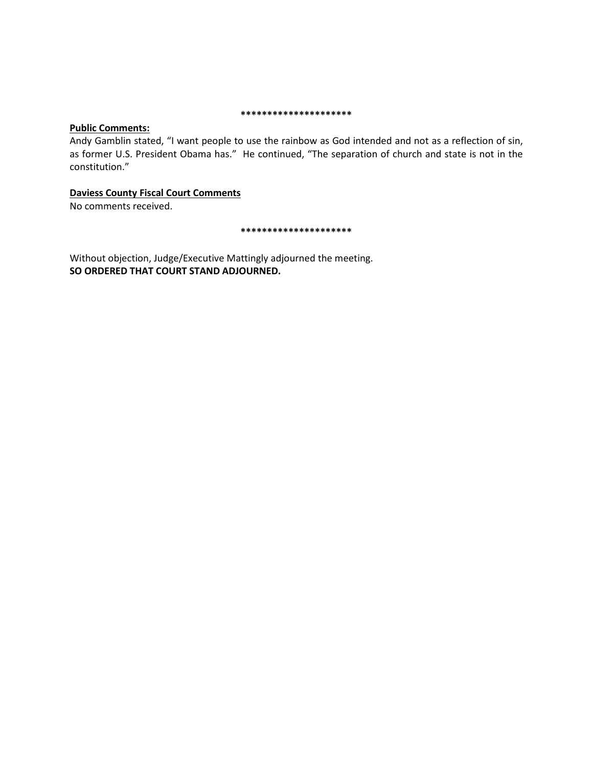*********************

**Public Comments:**

Andy Gamblin stated, "I want people to use the rainbow as God intended and not as a reflection of sin, as former U.S. President Obama has." He continued, "The separation of church and state is not in the constitution."

**Daviess County Fiscal Court Comments**

No comments received.

*********************

Without objection, Judge/Executive Mattingly adjourned the meeting.

**SO ORDERED THAT COURT STAND ADJOURNED.**